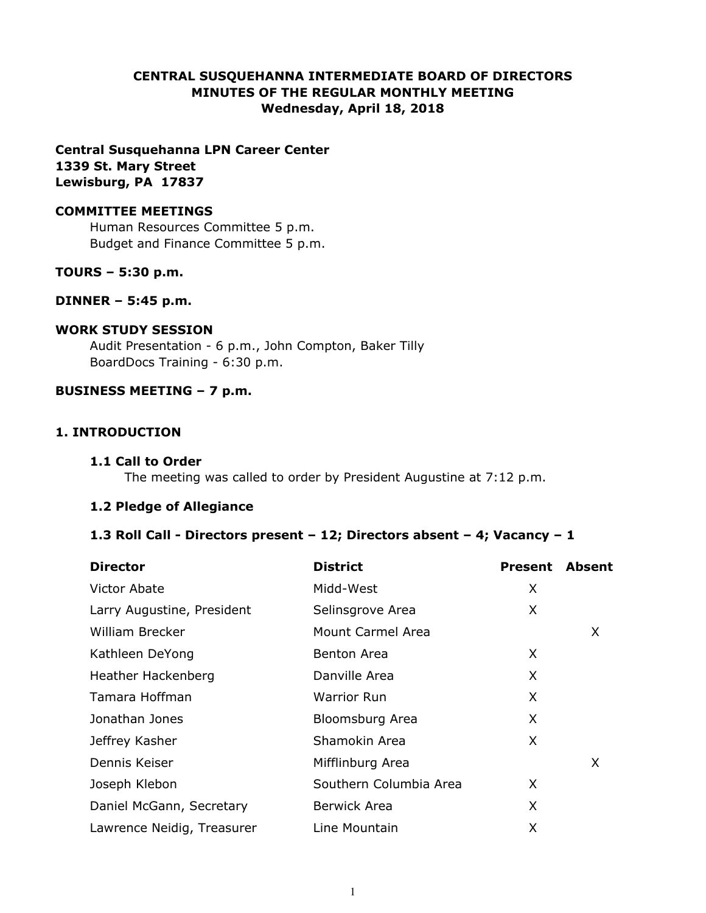**CENTRAL SUSQUEHANNA INTERMEDIATE BOARD OF DIRECTORS**
**MINUTES OF THE REGULAR MONTHLY MEETING**
**Wednesday, April 18, 2018**

**Central Susquehanna LPN Career Center**
**1339 St. Mary Street**
**Lewisburg, PA 17837**

**COMMITTEE MEETINGS**

Human Resources Committee 5 p.m.
Budget and Finance Committee 5 p.m.

**TOURS – 5:30 p.m.**

**DINNER – 5:45 p.m.**

**WORK STUDY SESSION**

Audit Presentation - 6 p.m., John Compton, Baker Tilly
BoardDocs Training - 6:30 p.m.

**BUSINESS MEETING – 7 p.m.**

## 1. INTRODUCTION

### 1.1 Call to Order

The meeting was called to order by President Augustine at 7:12 p.m.

### 1.2 Pledge of Allegiance

### 1.3 Roll Call - Directors present – 12; Directors absent – 4; Vacancy – 1

| Director | District | Present | Absent |
|---|---|---|---|
| Victor Abate | Midd-West | X | |
| Larry Augustine, President | Selinsgrove Area | X | |
| William Brecker | Mount Carmel Area | | X |
| Kathleen DeYong | Benton Area | X | |
| Heather Hackenberg | Danville Area | X | |
| Tamara Hoffman | Warrior Run | X | |
| Jonathan Jones | Bloomsburg Area | X | |
| Jeffrey Kasher | Shamokin Area | X | |
| Dennis Keiser | Mifflinburg Area | | X |
| Joseph Klebon | Southern Columbia Area | X | |
| Daniel McGann, Secretary | Berwick Area | X | |
| Lawrence Neidig, Treasurer | Line Mountain | X | |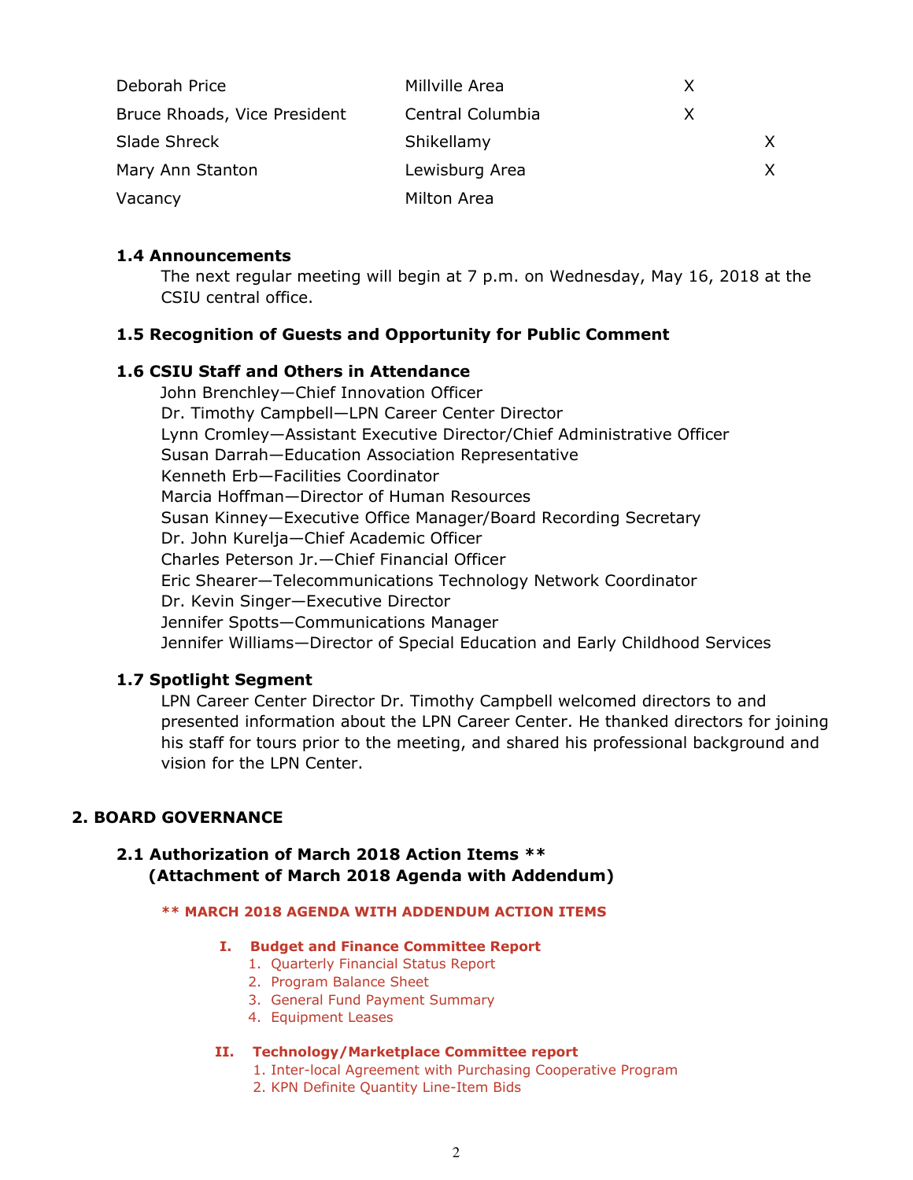| | | | |
|---|---|---|---|
| Deborah Price | Millville Area | X | |
| Bruce Rhoads, Vice President | Central Columbia | X | |
| Slade Shreck | Shikellamy | | X |
| Mary Ann Stanton | Lewisburg Area | | X |
| Vacancy | Milton Area | | |

### 1.4 Announcements

The next regular meeting will begin at 7 p.m. on Wednesday, May 16, 2018 at the CSIU central office.

### 1.5 Recognition of Guests and Opportunity for Public Comment

### 1.6 CSIU Staff and Others in Attendance

John Brenchley—Chief Innovation Officer
Dr. Timothy Campbell—LPN Career Center Director
Lynn Cromley—Assistant Executive Director/Chief Administrative Officer
Susan Darrah—Education Association Representative
Kenneth Erb—Facilities Coordinator
Marcia Hoffman—Director of Human Resources
Susan Kinney—Executive Office Manager/Board Recording Secretary
Dr. John Kurelja—Chief Academic Officer
Charles Peterson Jr.—Chief Financial Officer
Eric Shearer—Telecommunications Technology Network Coordinator
Dr. Kevin Singer—Executive Director
Jennifer Spotts—Communications Manager
Jennifer Williams—Director of Special Education and Early Childhood Services

### 1.7 Spotlight Segment

LPN Career Center Director Dr. Timothy Campbell welcomed directors to and presented information about the LPN Career Center. He thanked directors for joining his staff for tours prior to the meeting, and shared his professional background and vision for the LPN Center.

## 2. BOARD GOVERNANCE

### 2.1 Authorization of March 2018 Action Items ** (Attachment of March 2018 Agenda with Addendum)

**** MARCH 2018 AGENDA WITH ADDENDUM ACTION ITEMS**

**I. Budget and Finance Committee Report**
1. Quarterly Financial Status Report
2. Program Balance Sheet
3. General Fund Payment Summary
4. Equipment Leases

**II. Technology/Marketplace Committee report**
1. Inter-local Agreement with Purchasing Cooperative Program
2. KPN Definite Quantity Line-Item Bids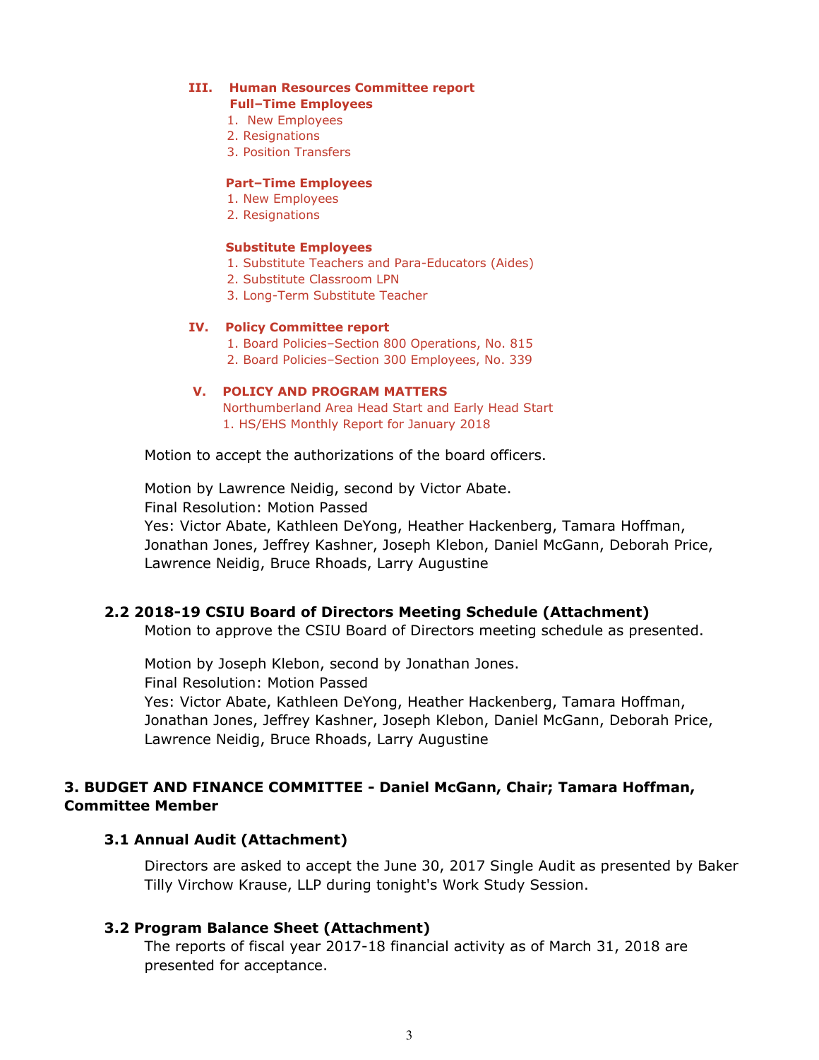**III. Human Resources Committee report**
**Full–Time Employees**
1. New Employees
2. Resignations
3. Position Transfers

**Part–Time Employees**
1. New Employees
2. Resignations

**Substitute Employees**
1. Substitute Teachers and Para-Educators (Aides)
2. Substitute Classroom LPN
3. Long-Term Substitute Teacher

**IV. Policy Committee report**
1. Board Policies–Section 800 Operations, No. 815
2. Board Policies–Section 300 Employees, No. 339

**V. POLICY AND PROGRAM MATTERS**
Northumberland Area Head Start and Early Head Start
1. HS/EHS Monthly Report for January 2018

Motion to accept the authorizations of the board officers.

Motion by Lawrence Neidig, second by Victor Abate.
Final Resolution: Motion Passed
Yes: Victor Abate, Kathleen DeYong, Heather Hackenberg, Tamara Hoffman, Jonathan Jones, Jeffrey Kashner, Joseph Klebon, Daniel McGann, Deborah Price, Lawrence Neidig, Bruce Rhoads, Larry Augustine

### 2.2 2018-19 CSIU Board of Directors Meeting Schedule (Attachment)

Motion to approve the CSIU Board of Directors meeting schedule as presented.

Motion by Joseph Klebon, second by Jonathan Jones.
Final Resolution: Motion Passed
Yes: Victor Abate, Kathleen DeYong, Heather Hackenberg, Tamara Hoffman, Jonathan Jones, Jeffrey Kashner, Joseph Klebon, Daniel McGann, Deborah Price, Lawrence Neidig, Bruce Rhoads, Larry Augustine

## 3. BUDGET AND FINANCE COMMITTEE - Daniel McGann, Chair; Tamara Hoffman, Committee Member

### 3.1 Annual Audit (Attachment)

Directors are asked to accept the June 30, 2017 Single Audit as presented by Baker Tilly Virchow Krause, LLP during tonight's Work Study Session.

### 3.2 Program Balance Sheet (Attachment)

The reports of fiscal year 2017-18 financial activity as of March 31, 2018 are presented for acceptance.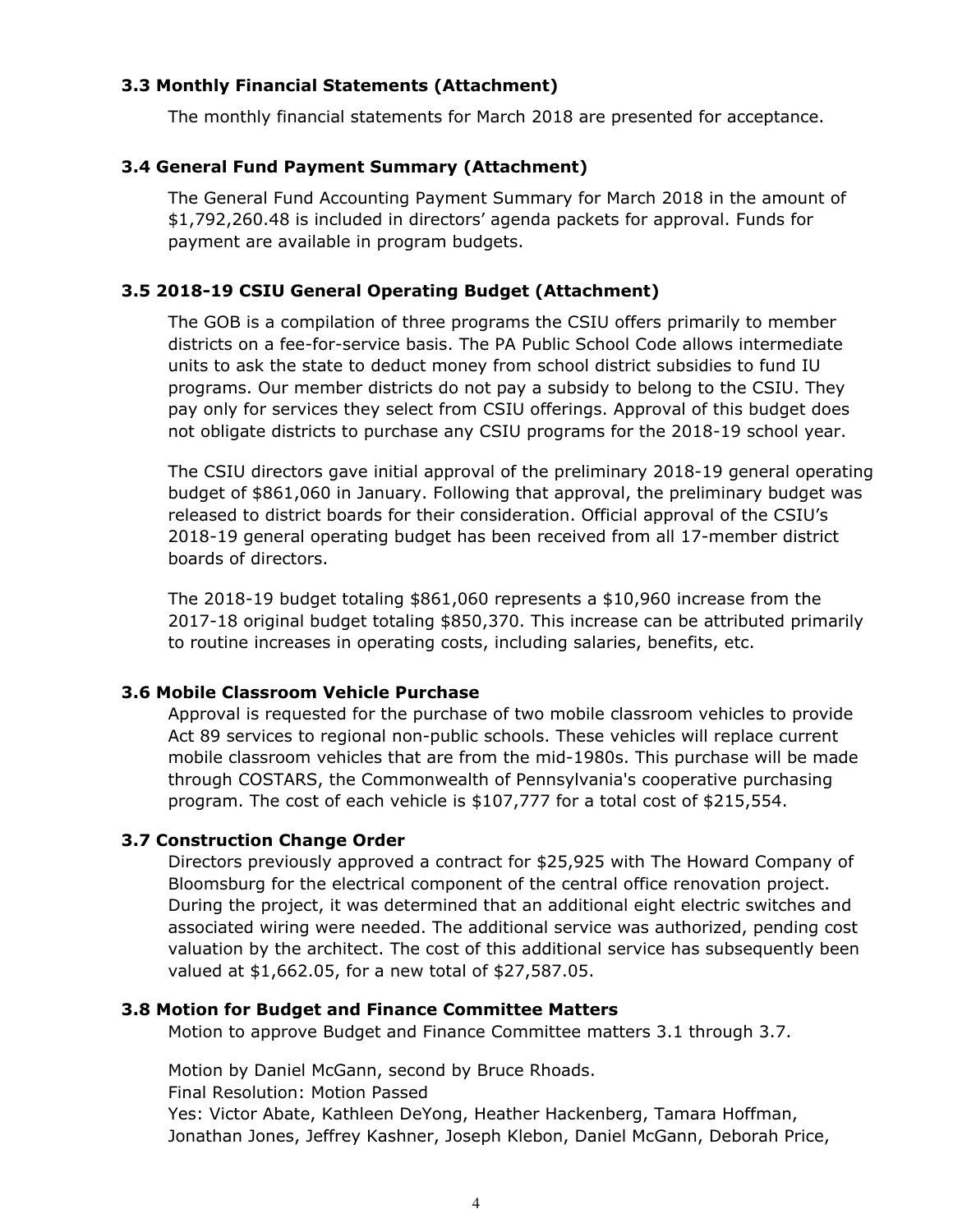### 3.3 Monthly Financial Statements (Attachment)

The monthly financial statements for March 2018 are presented for acceptance.

### 3.4 General Fund Payment Summary (Attachment)

The General Fund Accounting Payment Summary for March 2018 in the amount of $1,792,260.48 is included in directors' agenda packets for approval. Funds for payment are available in program budgets.

### 3.5 2018-19 CSIU General Operating Budget (Attachment)

The GOB is a compilation of three programs the CSIU offers primarily to member districts on a fee-for-service basis. The PA Public School Code allows intermediate units to ask the state to deduct money from school district subsidies to fund IU programs. Our member districts do not pay a subsidy to belong to the CSIU. They pay only for services they select from CSIU offerings. Approval of this budget does not obligate districts to purchase any CSIU programs for the 2018-19 school year.

The CSIU directors gave initial approval of the preliminary 2018-19 general operating budget of $861,060 in January. Following that approval, the preliminary budget was released to district boards for their consideration. Official approval of the CSIU's 2018-19 general operating budget has been received from all 17-member district boards of directors.

The 2018-19 budget totaling $861,060 represents a $10,960 increase from the 2017-18 original budget totaling $850,370. This increase can be attributed primarily to routine increases in operating costs, including salaries, benefits, etc.

### 3.6 Mobile Classroom Vehicle Purchase

Approval is requested for the purchase of two mobile classroom vehicles to provide Act 89 services to regional non-public schools. These vehicles will replace current mobile classroom vehicles that are from the mid-1980s. This purchase will be made through COSTARS, the Commonwealth of Pennsylvania's cooperative purchasing program. The cost of each vehicle is $107,777 for a total cost of $215,554.

### 3.7 Construction Change Order

Directors previously approved a contract for $25,925 with The Howard Company of Bloomsburg for the electrical component of the central office renovation project. During the project, it was determined that an additional eight electric switches and associated wiring were needed. The additional service was authorized, pending cost valuation by the architect. The cost of this additional service has subsequently been valued at $1,662.05, for a new total of $27,587.05.

### 3.8 Motion for Budget and Finance Committee Matters

Motion to approve Budget and Finance Committee matters 3.1 through 3.7.

Motion by Daniel McGann, second by Bruce Rhoads.
Final Resolution: Motion Passed
Yes: Victor Abate, Kathleen DeYong, Heather Hackenberg, Tamara Hoffman, Jonathan Jones, Jeffrey Kashner, Joseph Klebon, Daniel McGann, Deborah Price,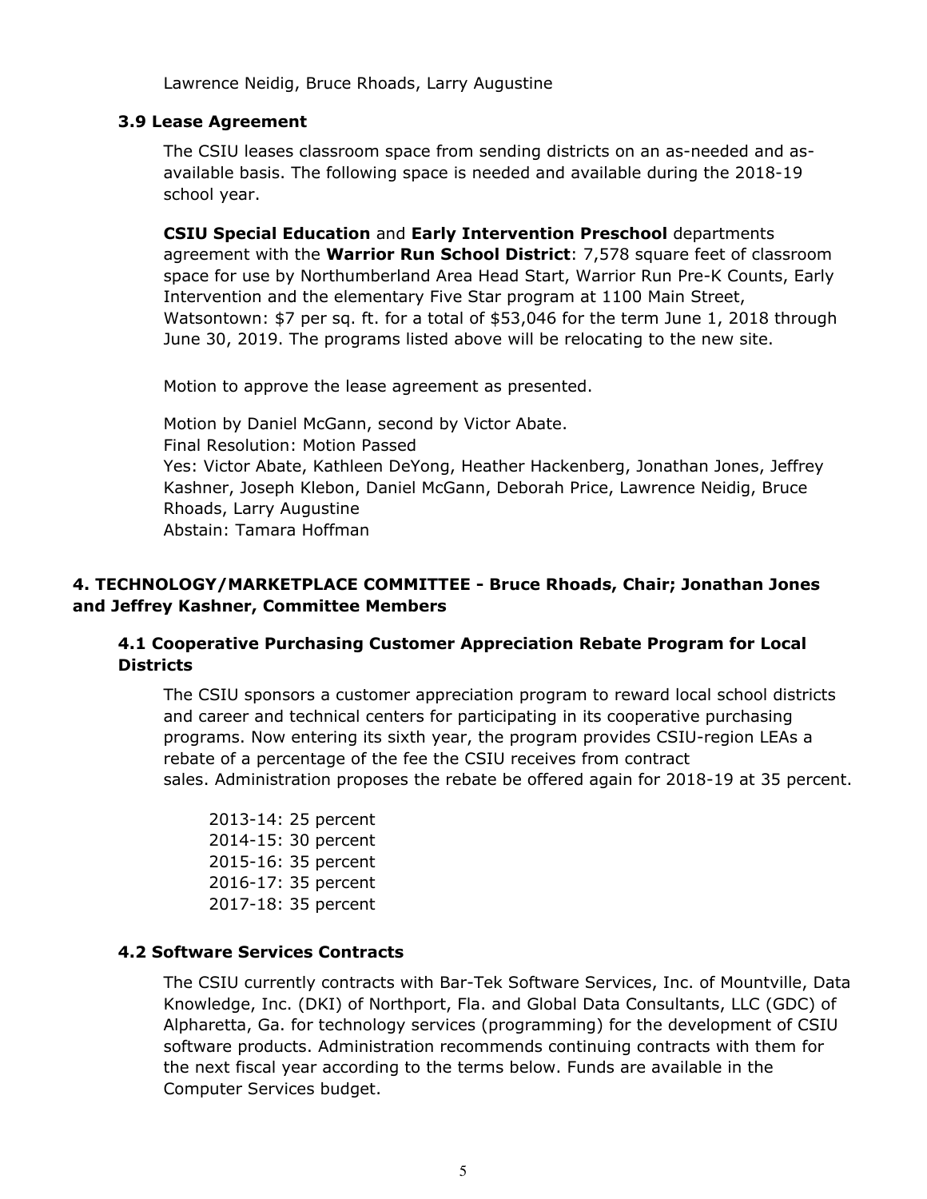Lawrence Neidig, Bruce Rhoads, Larry Augustine

### 3.9 Lease Agreement

The CSIU leases classroom space from sending districts on an as-needed and as-available basis. The following space is needed and available during the 2018-19 school year.

**CSIU Special Education** and **Early Intervention Preschool** departments agreement with the **Warrior Run School District**: 7,578 square feet of classroom space for use by Northumberland Area Head Start, Warrior Run Pre-K Counts, Early Intervention and the elementary Five Star program at 1100 Main Street, Watsontown: $7 per sq. ft. for a total of $53,046 for the term June 1, 2018 through June 30, 2019. The programs listed above will be relocating to the new site.

Motion to approve the lease agreement as presented.

Motion by Daniel McGann, second by Victor Abate.
Final Resolution: Motion Passed
Yes: Victor Abate, Kathleen DeYong, Heather Hackenberg, Jonathan Jones, Jeffrey Kashner, Joseph Klebon, Daniel McGann, Deborah Price, Lawrence Neidig, Bruce Rhoads, Larry Augustine
Abstain: Tamara Hoffman

## 4. TECHNOLOGY/MARKETPLACE COMMITTEE - Bruce Rhoads, Chair; Jonathan Jones and Jeffrey Kashner, Committee Members

### 4.1 Cooperative Purchasing Customer Appreciation Rebate Program for Local Districts

The CSIU sponsors a customer appreciation program to reward local school districts and career and technical centers for participating in its cooperative purchasing programs. Now entering its sixth year, the program provides CSIU-region LEAs a rebate of a percentage of the fee the CSIU receives from contract sales. Administration proposes the rebate be offered again for 2018-19 at 35 percent.

2013-14: 25 percent
2014-15: 30 percent
2015-16: 35 percent
2016-17: 35 percent
2017-18: 35 percent

### 4.2 Software Services Contracts

The CSIU currently contracts with Bar-Tek Software Services, Inc. of Mountville, Data Knowledge, Inc. (DKI) of Northport, Fla. and Global Data Consultants, LLC (GDC) of Alpharetta, Ga. for technology services (programming) for the development of CSIU software products. Administration recommends continuing contracts with them for the next fiscal year according to the terms below. Funds are available in the Computer Services budget.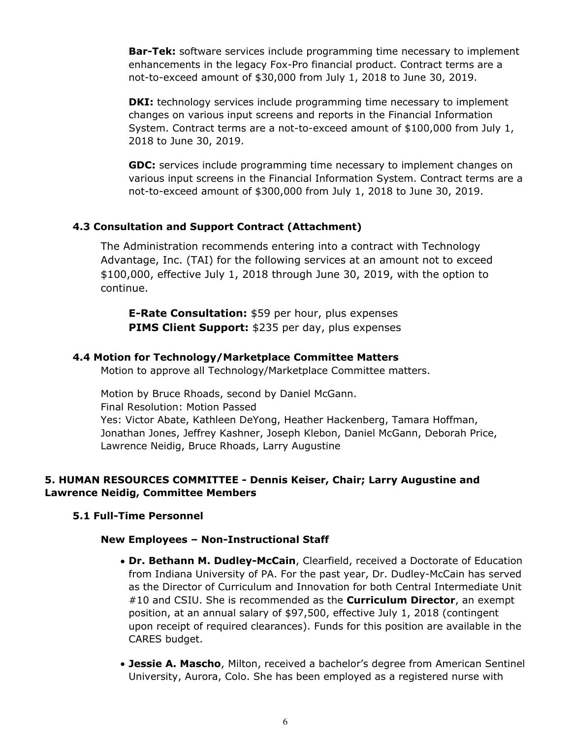**Bar-Tek:** software services include programming time necessary to implement enhancements in the legacy Fox-Pro financial product. Contract terms are a not-to-exceed amount of $30,000 from July 1, 2018 to June 30, 2019.

**DKI:** technology services include programming time necessary to implement changes on various input screens and reports in the Financial Information System. Contract terms are a not-to-exceed amount of $100,000 from July 1, 2018 to June 30, 2019.

**GDC:** services include programming time necessary to implement changes on various input screens in the Financial Information System. Contract terms are a not-to-exceed amount of $300,000 from July 1, 2018 to June 30, 2019.

### 4.3 Consultation and Support Contract (Attachment)

The Administration recommends entering into a contract with Technology Advantage, Inc. (TAI) for the following services at an amount not to exceed $100,000, effective July 1, 2018 through June 30, 2019, with the option to continue.

**E-Rate Consultation:** $59 per hour, plus expenses
**PIMS Client Support:** $235 per day, plus expenses

### 4.4 Motion for Technology/Marketplace Committee Matters

Motion to approve all Technology/Marketplace Committee matters.

Motion by Bruce Rhoads, second by Daniel McGann.
Final Resolution: Motion Passed
Yes: Victor Abate, Kathleen DeYong, Heather Hackenberg, Tamara Hoffman, Jonathan Jones, Jeffrey Kashner, Joseph Klebon, Daniel McGann, Deborah Price, Lawrence Neidig, Bruce Rhoads, Larry Augustine

## 5. HUMAN RESOURCES COMMITTEE - Dennis Keiser, Chair; Larry Augustine and Lawrence Neidig, Committee Members

### 5.1 Full-Time Personnel

#### New Employees – Non-Instructional Staff

- **Dr. Bethann M. Dudley-McCain**, Clearfield, received a Doctorate of Education from Indiana University of PA. For the past year, Dr. Dudley-McCain has served as the Director of Curriculum and Innovation for both Central Intermediate Unit #10 and CSIU. She is recommended as the **Curriculum Director**, an exempt position, at an annual salary of $97,500, effective July 1, 2018 (contingent upon receipt of required clearances). Funds for this position are available in the CARES budget.
- **Jessie A. Mascho**, Milton, received a bachelor's degree from American Sentinel University, Aurora, Colo. She has been employed as a registered nurse with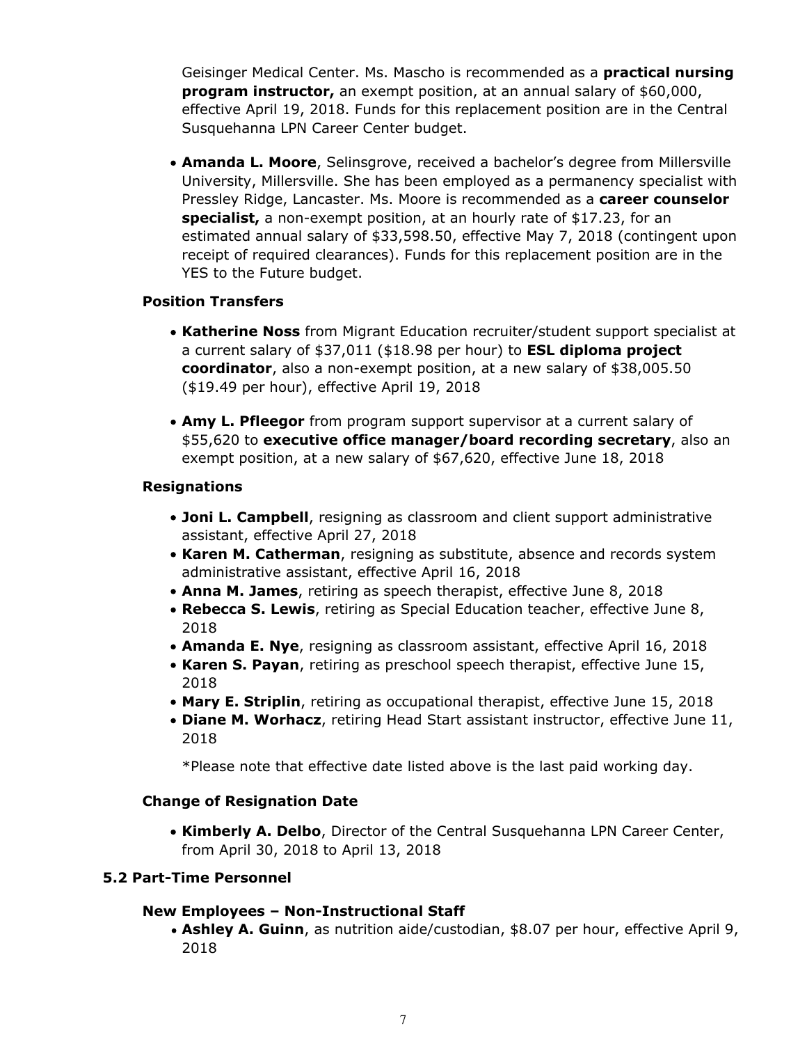Geisinger Medical Center. Ms. Mascho is recommended as a **practical nursing program instructor,** an exempt position, at an annual salary of $60,000, effective April 19, 2018. Funds for this replacement position are in the Central Susquehanna LPN Career Center budget.

- **Amanda L. Moore**, Selinsgrove, received a bachelor's degree from Millersville University, Millersville. She has been employed as a permanency specialist with Pressley Ridge, Lancaster. Ms. Moore is recommended as a **career counselor specialist,** a non-exempt position, at an hourly rate of $17.23, for an estimated annual salary of $33,598.50, effective May 7, 2018 (contingent upon receipt of required clearances). Funds for this replacement position are in the YES to the Future budget.

### Position Transfers

- **Katherine Noss** from Migrant Education recruiter/student support specialist at a current salary of $37,011 ($18.98 per hour) to **ESL diploma project coordinator**, also a non-exempt position, at a new salary of $38,005.50 ($19.49 per hour), effective April 19, 2018

- **Amy L. Pfleegor** from program support supervisor at a current salary of $55,620 to **executive office manager/board recording secretary**, also an exempt position, at a new salary of $67,620, effective June 18, 2018

### Resignations

- **Joni L. Campbell**, resigning as classroom and client support administrative assistant, effective April 27, 2018
- **Karen M. Catherman**, resigning as substitute, absence and records system administrative assistant, effective April 16, 2018
- **Anna M. James**, retiring as speech therapist, effective June 8, 2018
- **Rebecca S. Lewis**, retiring as Special Education teacher, effective June 8, 2018
- **Amanda E. Nye**, resigning as classroom assistant, effective April 16, 2018
- **Karen S. Payan**, retiring as preschool speech therapist, effective June 15, 2018
- **Mary E. Striplin**, retiring as occupational therapist, effective June 15, 2018
- **Diane M. Worhacz**, retiring Head Start assistant instructor, effective June 11, 2018

*Please note that effective date listed above is the last paid working day.

### Change of Resignation Date

- **Kimberly A. Delbo**, Director of the Central Susquehanna LPN Career Center, from April 30, 2018 to April 13, 2018

## 5.2 Part-Time Personnel

### New Employees – Non-Instructional Staff

- **Ashley A. Guinn**, as nutrition aide/custodian, $8.07 per hour, effective April 9, 2018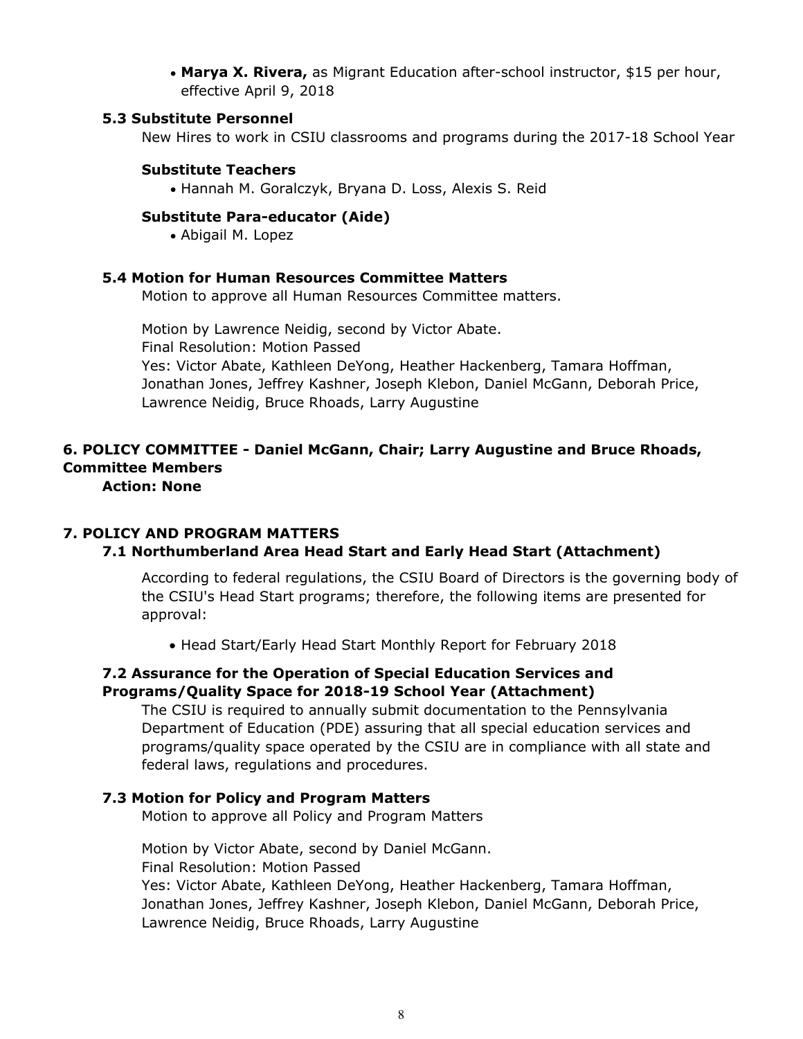- **Marya X. Rivera,** as Migrant Education after-school instructor, $15 per hour, effective April 9, 2018

### 5.3 Substitute Personnel

New Hires to work in CSIU classrooms and programs during the 2017-18 School Year

#### Substitute Teachers

- Hannah M. Goralczyk, Bryana D. Loss, Alexis S. Reid

#### Substitute Para-educator (Aide)

- Abigail M. Lopez

### 5.4 Motion for Human Resources Committee Matters

Motion to approve all Human Resources Committee matters.

Motion by Lawrence Neidig, second by Victor Abate.
Final Resolution: Motion Passed
Yes: Victor Abate, Kathleen DeYong, Heather Hackenberg, Tamara Hoffman, Jonathan Jones, Jeffrey Kashner, Joseph Klebon, Daniel McGann, Deborah Price, Lawrence Neidig, Bruce Rhoads, Larry Augustine

## 6. POLICY COMMITTEE - Daniel McGann, Chair; Larry Augustine and Bruce Rhoads, Committee Members

**Action: None**

## 7. POLICY AND PROGRAM MATTERS

### 7.1 Northumberland Area Head Start and Early Head Start (Attachment)

According to federal regulations, the CSIU Board of Directors is the governing body of the CSIU's Head Start programs; therefore, the following items are presented for approval:

- Head Start/Early Head Start Monthly Report for February 2018

### 7.2 Assurance for the Operation of Special Education Services and Programs/Quality Space for 2018-19 School Year (Attachment)

The CSIU is required to annually submit documentation to the Pennsylvania Department of Education (PDE) assuring that all special education services and programs/quality space operated by the CSIU are in compliance with all state and federal laws, regulations and procedures.

### 7.3 Motion for Policy and Program Matters

Motion to approve all Policy and Program Matters

Motion by Victor Abate, second by Daniel McGann.
Final Resolution: Motion Passed
Yes: Victor Abate, Kathleen DeYong, Heather Hackenberg, Tamara Hoffman, Jonathan Jones, Jeffrey Kashner, Joseph Klebon, Daniel McGann, Deborah Price, Lawrence Neidig, Bruce Rhoads, Larry Augustine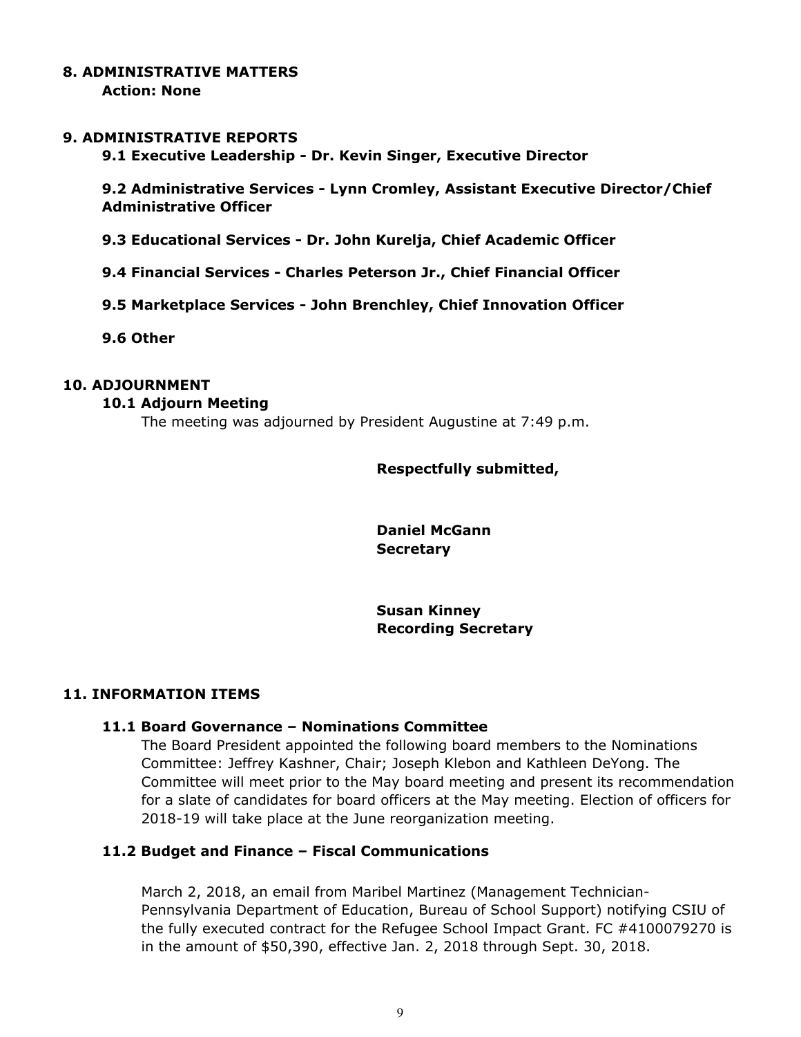## 8. ADMINISTRATIVE MATTERS

**Action: None**

## 9. ADMINISTRATIVE REPORTS

**9.1 Executive Leadership - Dr. Kevin Singer, Executive Director**

**9.2 Administrative Services - Lynn Cromley, Assistant Executive Director/Chief Administrative Officer**

**9.3 Educational Services - Dr. John Kurelja, Chief Academic Officer**

**9.4 Financial Services - Charles Peterson Jr., Chief Financial Officer**

**9.5 Marketplace Services - John Brenchley, Chief Innovation Officer**

**9.6 Other**

## 10. ADJOURNMENT

### 10.1 Adjourn Meeting

The meeting was adjourned by President Augustine at 7:49 p.m.

**Respectfully submitted,**

**Daniel McGann**
**Secretary**

**Susan Kinney**
**Recording Secretary**

## 11. INFORMATION ITEMS

### 11.1 Board Governance – Nominations Committee

The Board President appointed the following board members to the Nominations Committee: Jeffrey Kashner, Chair; Joseph Klebon and Kathleen DeYong. The Committee will meet prior to the May board meeting and present its recommendation for a slate of candidates for board officers at the May meeting. Election of officers for 2018-19 will take place at the June reorganization meeting.

### 11.2 Budget and Finance – Fiscal Communications

March 2, 2018, an email from Maribel Martinez (Management Technician-Pennsylvania Department of Education, Bureau of School Support) notifying CSIU of the fully executed contract for the Refugee School Impact Grant. FC #4100079270 is in the amount of $50,390, effective Jan. 2, 2018 through Sept. 30, 2018.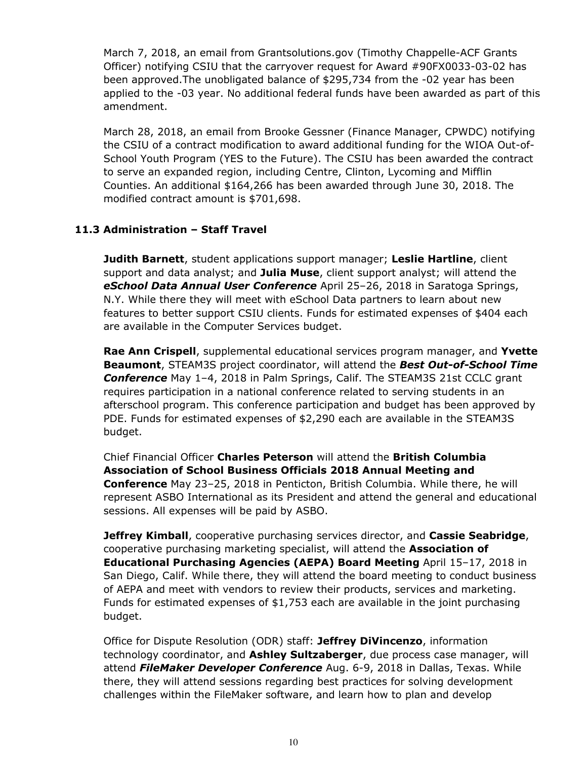March 7, 2018, an email from Grantsolutions.gov (Timothy Chappelle-ACF Grants Officer) notifying CSIU that the carryover request for Award #90FX0033-03-02 has been approved.The unobligated balance of $295,734 from the -02 year has been applied to the -03 year. No additional federal funds have been awarded as part of this amendment.

March 28, 2018, an email from Brooke Gessner (Finance Manager, CPWDC) notifying the CSIU of a contract modification to award additional funding for the WIOA Out-of-School Youth Program (YES to the Future). The CSIU has been awarded the contract to serve an expanded region, including Centre, Clinton, Lycoming and Mifflin Counties. An additional $164,266 has been awarded through June 30, 2018. The modified contract amount is $701,698.

### 11.3 Administration – Staff Travel

**Judith Barnett**, student applications support manager; **Leslie Hartline**, client support and data analyst; and **Julia Muse**, client support analyst; will attend the ***eSchool Data Annual User Conference*** April 25–26, 2018 in Saratoga Springs, N.Y. While there they will meet with eSchool Data partners to learn about new features to better support CSIU clients. Funds for estimated expenses of $404 each are available in the Computer Services budget.

**Rae Ann Crispell**, supplemental educational services program manager, and **Yvette Beaumont**, STEAM3S project coordinator, will attend the ***Best Out-of-School Time Conference*** May 1–4, 2018 in Palm Springs, Calif. The STEAM3S 21st CCLC grant requires participation in a national conference related to serving students in an afterschool program. This conference participation and budget has been approved by PDE. Funds for estimated expenses of $2,290 each are available in the STEAM3S budget.

Chief Financial Officer **Charles Peterson** will attend the **British Columbia Association of School Business Officials 2018 Annual Meeting and Conference** May 23–25, 2018 in Penticton, British Columbia. While there, he will represent ASBO International as its President and attend the general and educational sessions. All expenses will be paid by ASBO.

**Jeffrey Kimball**, cooperative purchasing services director, and **Cassie Seabridge**, cooperative purchasing marketing specialist, will attend the **Association of Educational Purchasing Agencies (AEPA) Board Meeting** April 15–17, 2018 in San Diego, Calif. While there, they will attend the board meeting to conduct business of AEPA and meet with vendors to review their products, services and marketing. Funds for estimated expenses of $1,753 each are available in the joint purchasing budget.

Office for Dispute Resolution (ODR) staff: **Jeffrey DiVincenzo**, information technology coordinator, and **Ashley Sultzaberger**, due process case manager, will attend ***FileMaker Developer Conference*** Aug. 6-9, 2018 in Dallas, Texas. While there, they will attend sessions regarding best practices for solving development challenges within the FileMaker software, and learn how to plan and develop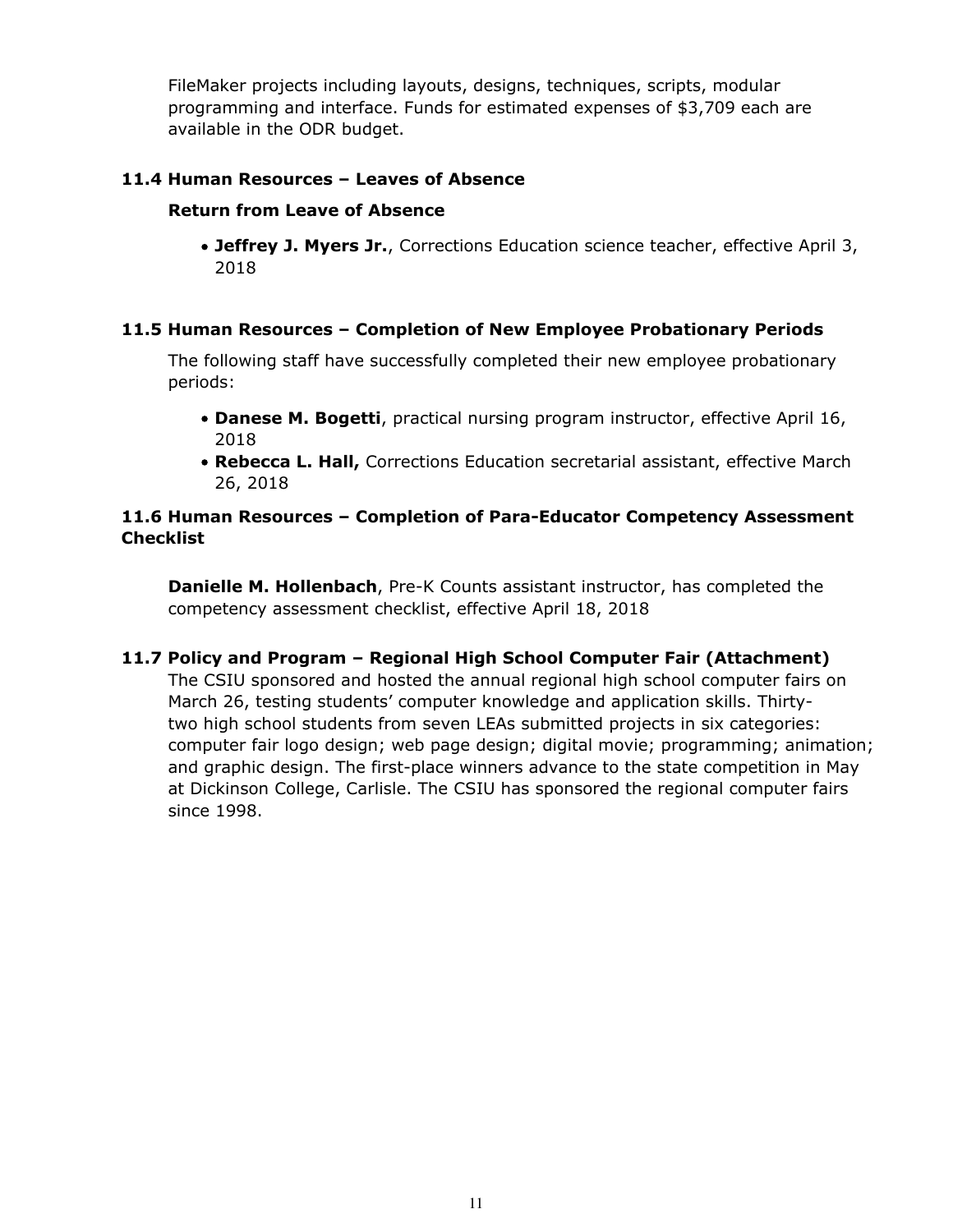FileMaker projects including layouts, designs, techniques, scripts, modular programming and interface. Funds for estimated expenses of $3,709 each are available in the ODR budget.

### 11.4 Human Resources – Leaves of Absence

**Return from Leave of Absence**

- **Jeffrey J. Myers Jr.**, Corrections Education science teacher, effective April 3, 2018

### 11.5 Human Resources – Completion of New Employee Probationary Periods

The following staff have successfully completed their new employee probationary periods:

- **Danese M. Bogetti**, practical nursing program instructor, effective April 16, 2018
- **Rebecca L. Hall,** Corrections Education secretarial assistant, effective March 26, 2018

### 11.6 Human Resources – Completion of Para-Educator Competency Assessment Checklist

**Danielle M. Hollenbach**, Pre-K Counts assistant instructor, has completed the competency assessment checklist, effective April 18, 2018

### 11.7 Policy and Program – Regional High School Computer Fair (Attachment)

The CSIU sponsored and hosted the annual regional high school computer fairs on March 26, testing students' computer knowledge and application skills. Thirty-two high school students from seven LEAs submitted projects in six categories: computer fair logo design; web page design; digital movie; programming; animation; and graphic design. The first-place winners advance to the state competition in May at Dickinson College, Carlisle. The CSIU has sponsored the regional computer fairs since 1998.